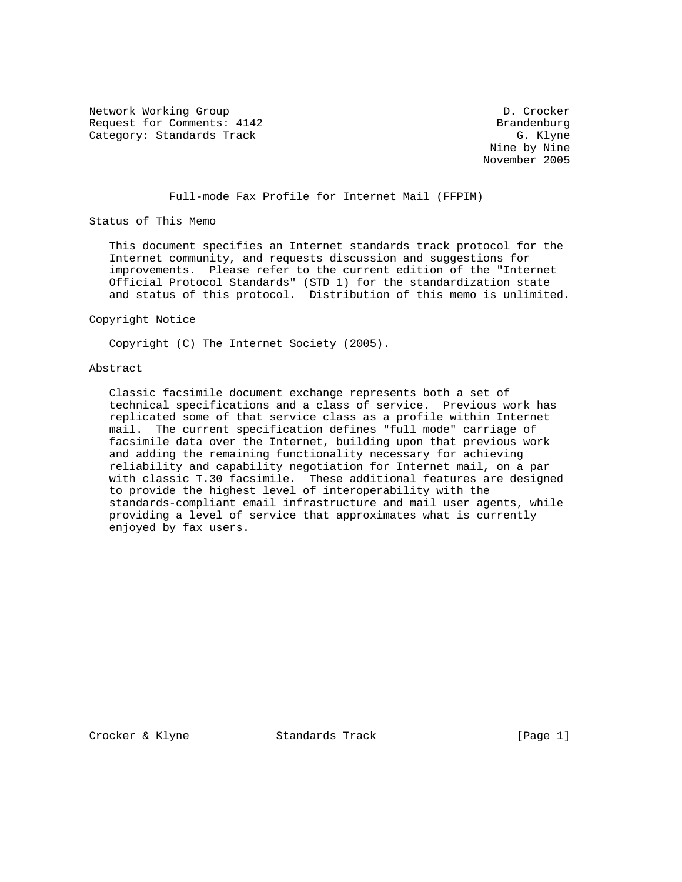Network Working Group D. Crocker
Request for Comments: 4142 Brandenburg
Category: Standards Track G. Klyne
Nine by Nine
November 2005

# Full-mode Fax Profile for Internet Mail (FFPIM)

## Status of This Memo

This document specifies an Internet standards track protocol for the Internet community, and requests discussion and suggestions for improvements. Please refer to the current edition of the "Internet Official Protocol Standards" (STD 1) for the standardization state and status of this protocol. Distribution of this memo is unlimited.

## Copyright Notice

Copyright (C) The Internet Society (2005).

## Abstract

Classic facsimile document exchange represents both a set of technical specifications and a class of service. Previous work has replicated some of that service class as a profile within Internet mail. The current specification defines "full mode" carriage of facsimile data over the Internet, building upon that previous work and adding the remaining functionality necessary for achieving reliability and capability negotiation for Internet mail, on a par with classic T.30 facsimile. These additional features are designed to provide the highest level of interoperability with the standards-compliant email infrastructure and mail user agents, while providing a level of service that approximates what is currently enjoyed by fax users.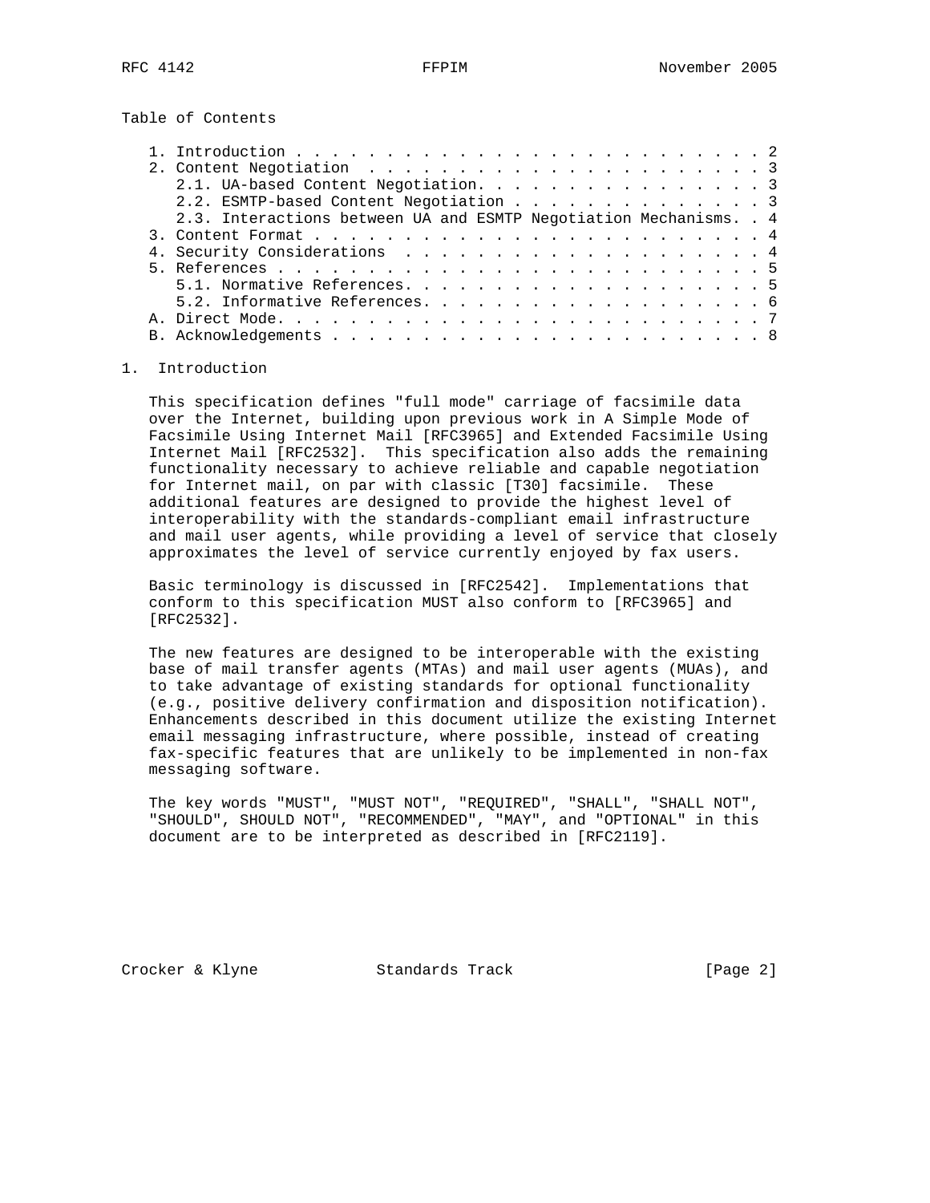Table of Contents

```
1. Introduction . . . . . . . . . . . . . . . . . . . . . . . . . . 2
2. Content Negotiation  . . . . . . . . . . . . . . . . . . . . . . 3
   2.1. UA-based Content Negotiation. . . . . . . . . . . . . . . . 3
   2.2. ESMTP-based Content Negotiation . . . . . . . . . . . . . . 3
   2.3. Interactions between UA and ESMTP Negotiation Mechanisms. . 4
3. Content Format . . . . . . . . . . . . . . . . . . . . . . . . . 4
4. Security Considerations  . . . . . . . . . . . . . . . . . . . . 4
5. References . . . . . . . . . . . . . . . . . . . . . . . . . . . 5
   5.1. Normative References. . . . . . . . . . . . . . . . . . . . 5
   5.2. Informative References. . . . . . . . . . . . . . . . . . . 6
A. Direct Mode. . . . . . . . . . . . . . . . . . . . . . . . . . . 7
B. Acknowledgements . . . . . . . . . . . . . . . . . . . . . . . . 8
```

## 1. Introduction

This specification defines "full mode" carriage of facsimile data over the Internet, building upon previous work in A Simple Mode of Facsimile Using Internet Mail [RFC3965] and Extended Facsimile Using Internet Mail [RFC2532]. This specification also adds the remaining functionality necessary to achieve reliable and capable negotiation for Internet mail, on par with classic [T30] facsimile. These additional features are designed to provide the highest level of interoperability with the standards-compliant email infrastructure and mail user agents, while providing a level of service that closely approximates the level of service currently enjoyed by fax users.

Basic terminology is discussed in [RFC2542]. Implementations that conform to this specification MUST also conform to [RFC3965] and [RFC2532].

The new features are designed to be interoperable with the existing base of mail transfer agents (MTAs) and mail user agents (MUAs), and to take advantage of existing standards for optional functionality (e.g., positive delivery confirmation and disposition notification). Enhancements described in this document utilize the existing Internet email messaging infrastructure, where possible, instead of creating fax-specific features that are unlikely to be implemented in non-fax messaging software.

The key words "MUST", "MUST NOT", "REQUIRED", "SHALL", "SHALL NOT", "SHOULD", SHOULD NOT", "RECOMMENDED", "MAY", and "OPTIONAL" in this document are to be interpreted as described in [RFC2119].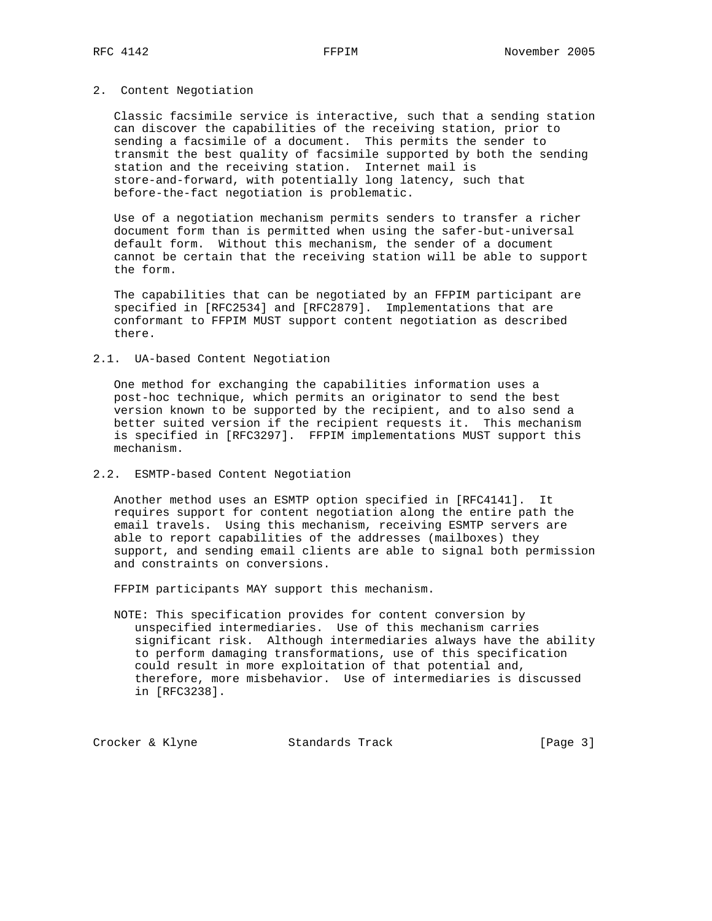## 2. Content Negotiation

Classic facsimile service is interactive, such that a sending station can discover the capabilities of the receiving station, prior to sending a facsimile of a document. This permits the sender to transmit the best quality of facsimile supported by both the sending station and the receiving station. Internet mail is store-and-forward, with potentially long latency, such that before-the-fact negotiation is problematic.

Use of a negotiation mechanism permits senders to transfer a richer document form than is permitted when using the safer-but-universal default form. Without this mechanism, the sender of a document cannot be certain that the receiving station will be able to support the form.

The capabilities that can be negotiated by an FFPIM participant are specified in [RFC2534] and [RFC2879]. Implementations that are conformant to FFPIM MUST support content negotiation as described there.

### 2.1. UA-based Content Negotiation

One method for exchanging the capabilities information uses a post-hoc technique, which permits an originator to send the best version known to be supported by the recipient, and to also send a better suited version if the recipient requests it. This mechanism is specified in [RFC3297]. FFPIM implementations MUST support this mechanism.

### 2.2. ESMTP-based Content Negotiation

Another method uses an ESMTP option specified in [RFC4141]. It requires support for content negotiation along the entire path the email travels. Using this mechanism, receiving ESMTP servers are able to report capabilities of the addresses (mailboxes) they support, and sending email clients are able to signal both permission and constraints on conversions.

FFPIM participants MAY support this mechanism.

NOTE: This specification provides for content conversion by unspecified intermediaries. Use of this mechanism carries significant risk. Although intermediaries always have the ability to perform damaging transformations, use of this specification could result in more exploitation of that potential and, therefore, more misbehavior. Use of intermediaries is discussed in [RFC3238].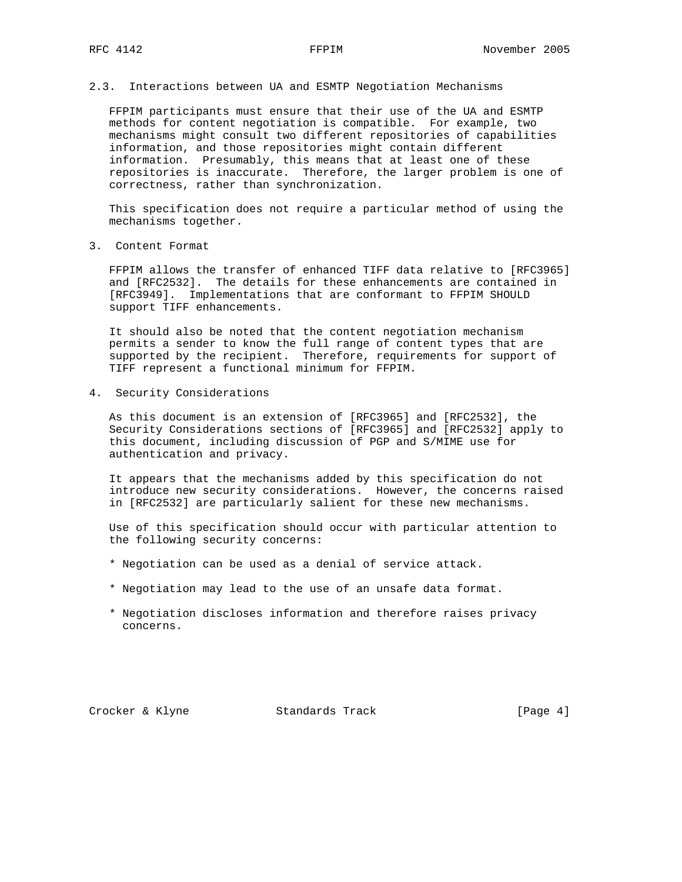### 2.3. Interactions between UA and ESMTP Negotiation Mechanisms

FFPIM participants must ensure that their use of the UA and ESMTP methods for content negotiation is compatible. For example, two mechanisms might consult two different repositories of capabilities information, and those repositories might contain different information. Presumably, this means that at least one of these repositories is inaccurate. Therefore, the larger problem is one of correctness, rather than synchronization.

This specification does not require a particular method of using the mechanisms together.

## 3. Content Format

FFPIM allows the transfer of enhanced TIFF data relative to [RFC3965] and [RFC2532]. The details for these enhancements are contained in [RFC3949]. Implementations that are conformant to FFPIM SHOULD support TIFF enhancements.

It should also be noted that the content negotiation mechanism permits a sender to know the full range of content types that are supported by the recipient. Therefore, requirements for support of TIFF represent a functional minimum for FFPIM.

## 4. Security Considerations

As this document is an extension of [RFC3965] and [RFC2532], the Security Considerations sections of [RFC3965] and [RFC2532] apply to this document, including discussion of PGP and S/MIME use for authentication and privacy.

It appears that the mechanisms added by this specification do not introduce new security considerations. However, the concerns raised in [RFC2532] are particularly salient for these new mechanisms.

Use of this specification should occur with particular attention to the following security concerns:

* Negotiation can be used as a denial of service attack.

* Negotiation may lead to the use of an unsafe data format.

* Negotiation discloses information and therefore raises privacy concerns.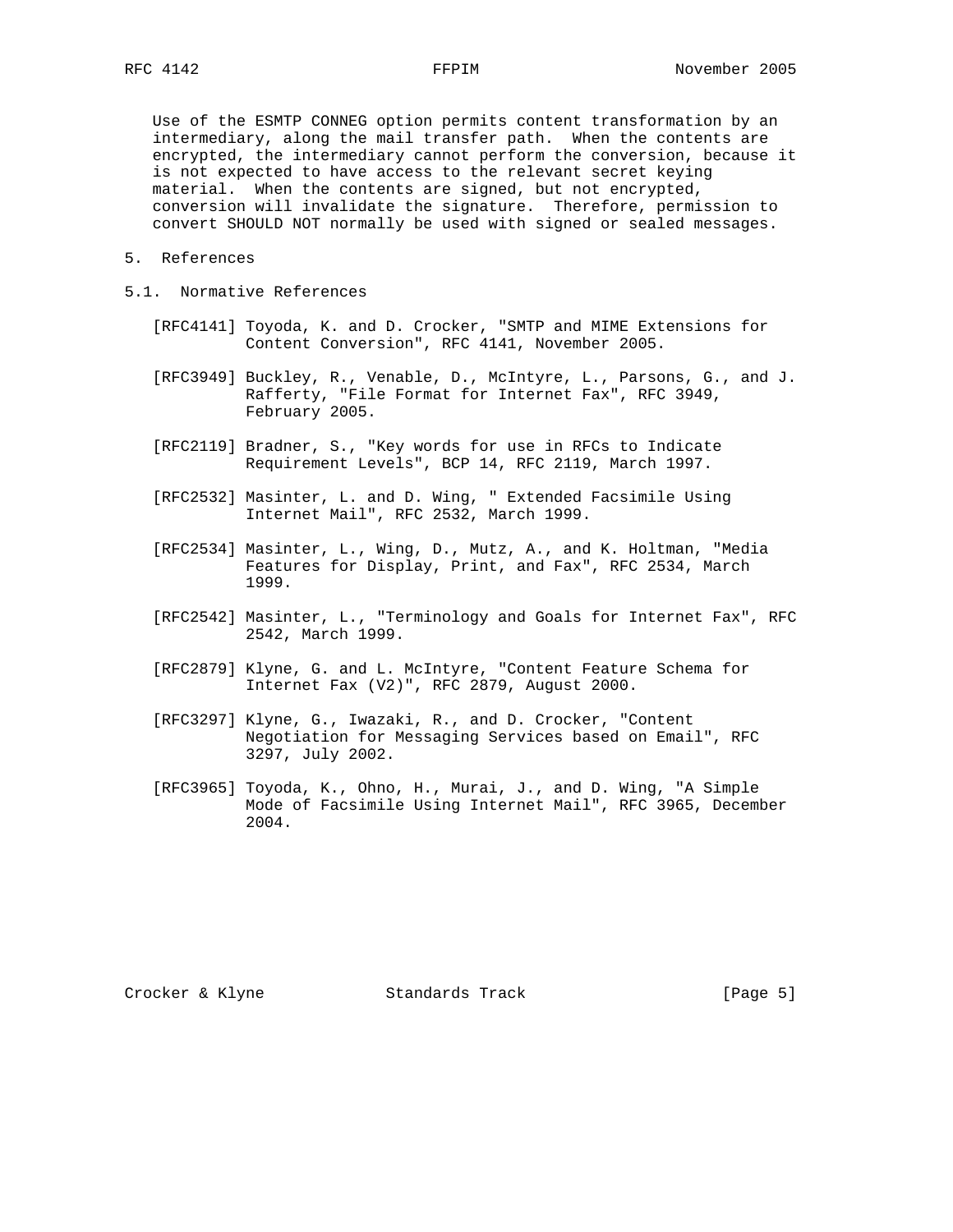Use of the ESMTP CONNEG option permits content transformation by an intermediary, along the mail transfer path. When the contents are encrypted, the intermediary cannot perform the conversion, because it is not expected to have access to the relevant secret keying material. When the contents are signed, but not encrypted, conversion will invalidate the signature. Therefore, permission to convert SHOULD NOT normally be used with signed or sealed messages.

## 5. References

### 5.1. Normative References

[RFC4141] Toyoda, K. and D. Crocker, "SMTP and MIME Extensions for Content Conversion", RFC 4141, November 2005.

[RFC3949] Buckley, R., Venable, D., McIntyre, L., Parsons, G., and J. Rafferty, "File Format for Internet Fax", RFC 3949, February 2005.

[RFC2119] Bradner, S., "Key words for use in RFCs to Indicate Requirement Levels", BCP 14, RFC 2119, March 1997.

[RFC2532] Masinter, L. and D. Wing, " Extended Facsimile Using Internet Mail", RFC 2532, March 1999.

[RFC2534] Masinter, L., Wing, D., Mutz, A., and K. Holtman, "Media Features for Display, Print, and Fax", RFC 2534, March 1999.

[RFC2542] Masinter, L., "Terminology and Goals for Internet Fax", RFC 2542, March 1999.

[RFC2879] Klyne, G. and L. McIntyre, "Content Feature Schema for Internet Fax (V2)", RFC 2879, August 2000.

[RFC3297] Klyne, G., Iwazaki, R., and D. Crocker, "Content Negotiation for Messaging Services based on Email", RFC 3297, July 2002.

[RFC3965] Toyoda, K., Ohno, H., Murai, J., and D. Wing, "A Simple Mode of Facsimile Using Internet Mail", RFC 3965, December 2004.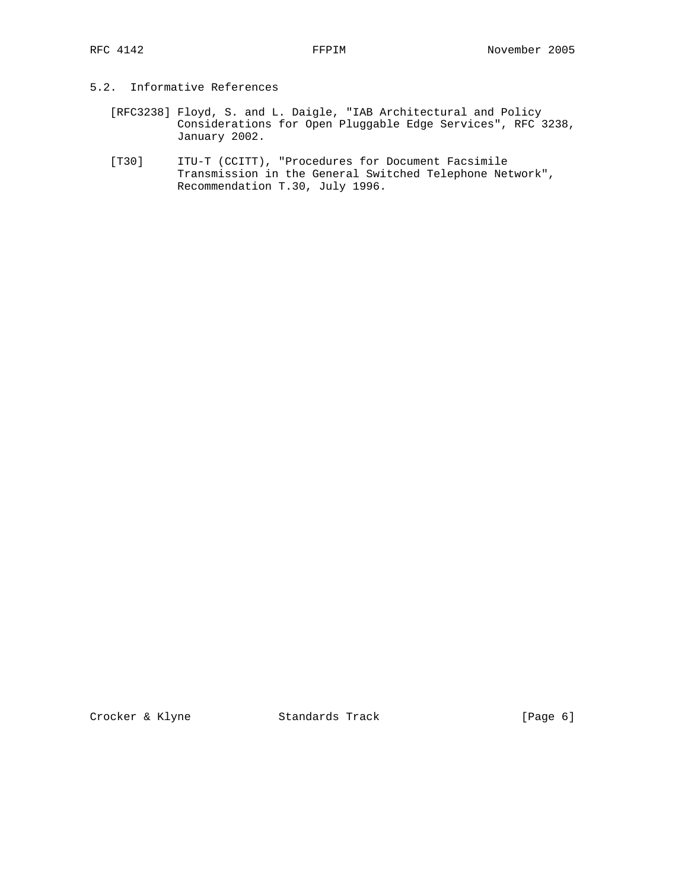### 5.2. Informative References

[RFC3238] Floyd, S. and L. Daigle, "IAB Architectural and Policy Considerations for Open Pluggable Edge Services", RFC 3238, January 2002.

[T30] ITU-T (CCITT), "Procedures for Document Facsimile Transmission in the General Switched Telephone Network", Recommendation T.30, July 1996.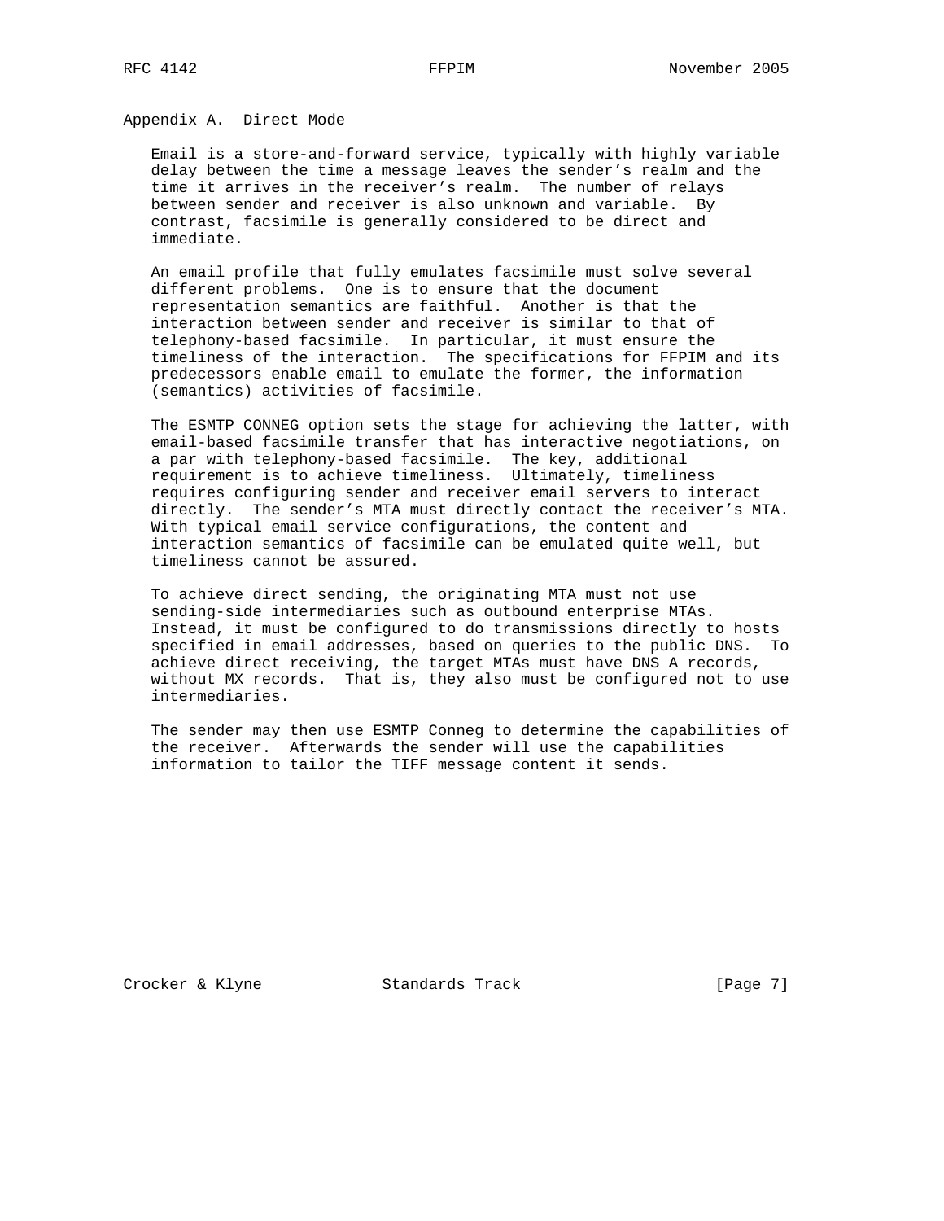## Appendix A.  Direct Mode

Email is a store-and-forward service, typically with highly variable delay between the time a message leaves the sender's realm and the time it arrives in the receiver's realm.  The number of relays between sender and receiver is also unknown and variable.  By contrast, facsimile is generally considered to be direct and immediate.

An email profile that fully emulates facsimile must solve several different problems.  One is to ensure that the document representation semantics are faithful.  Another is that the interaction between sender and receiver is similar to that of telephony-based facsimile.  In particular, it must ensure the timeliness of the interaction.  The specifications for FFPIM and its predecessors enable email to emulate the former, the information (semantics) activities of facsimile.

The ESMTP CONNEG option sets the stage for achieving the latter, with email-based facsimile transfer that has interactive negotiations, on a par with telephony-based facsimile.  The key, additional requirement is to achieve timeliness.  Ultimately, timeliness requires configuring sender and receiver email servers to interact directly.  The sender's MTA must directly contact the receiver's MTA. With typical email service configurations, the content and interaction semantics of facsimile can be emulated quite well, but timeliness cannot be assured.

To achieve direct sending, the originating MTA must not use sending-side intermediaries such as outbound enterprise MTAs. Instead, it must be configured to do transmissions directly to hosts specified in email addresses, based on queries to the public DNS.  To achieve direct receiving, the target MTAs must have DNS A records, without MX records.  That is, they also must be configured not to use intermediaries.

The sender may then use ESMTP Conneg to determine the capabilities of the receiver.  Afterwards the sender will use the capabilities information to tailor the TIFF message content it sends.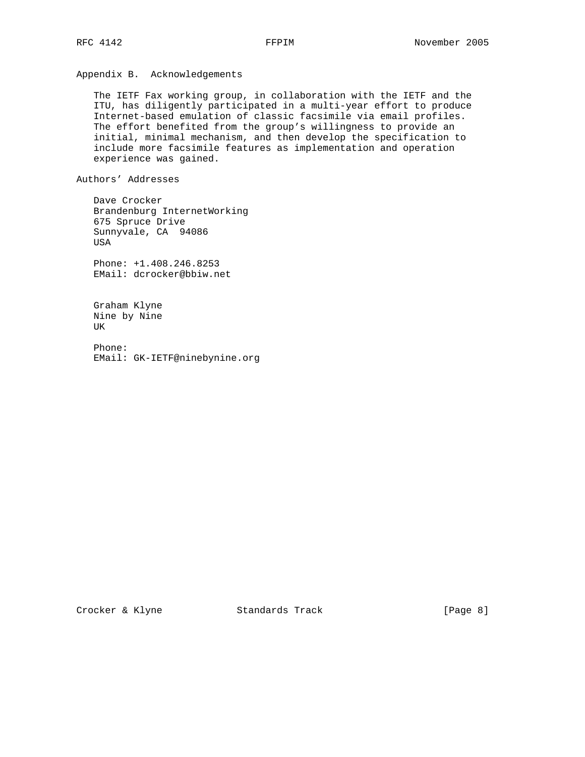## Appendix B. Acknowledgements

The IETF Fax working group, in collaboration with the IETF and the ITU, has diligently participated in a multi-year effort to produce Internet-based emulation of classic facsimile via email profiles. The effort benefited from the group's willingness to provide an initial, minimal mechanism, and then develop the specification to include more facsimile features as implementation and operation experience was gained.

## Authors' Addresses

Dave Crocker
Brandenburg InternetWorking
675 Spruce Drive
Sunnyvale, CA 94086
USA

Phone: +1.408.246.8253
EMail: dcrocker@bbiw.net

Graham Klyne
Nine by Nine
UK

Phone:
EMail: GK-IETF@ninebynine.org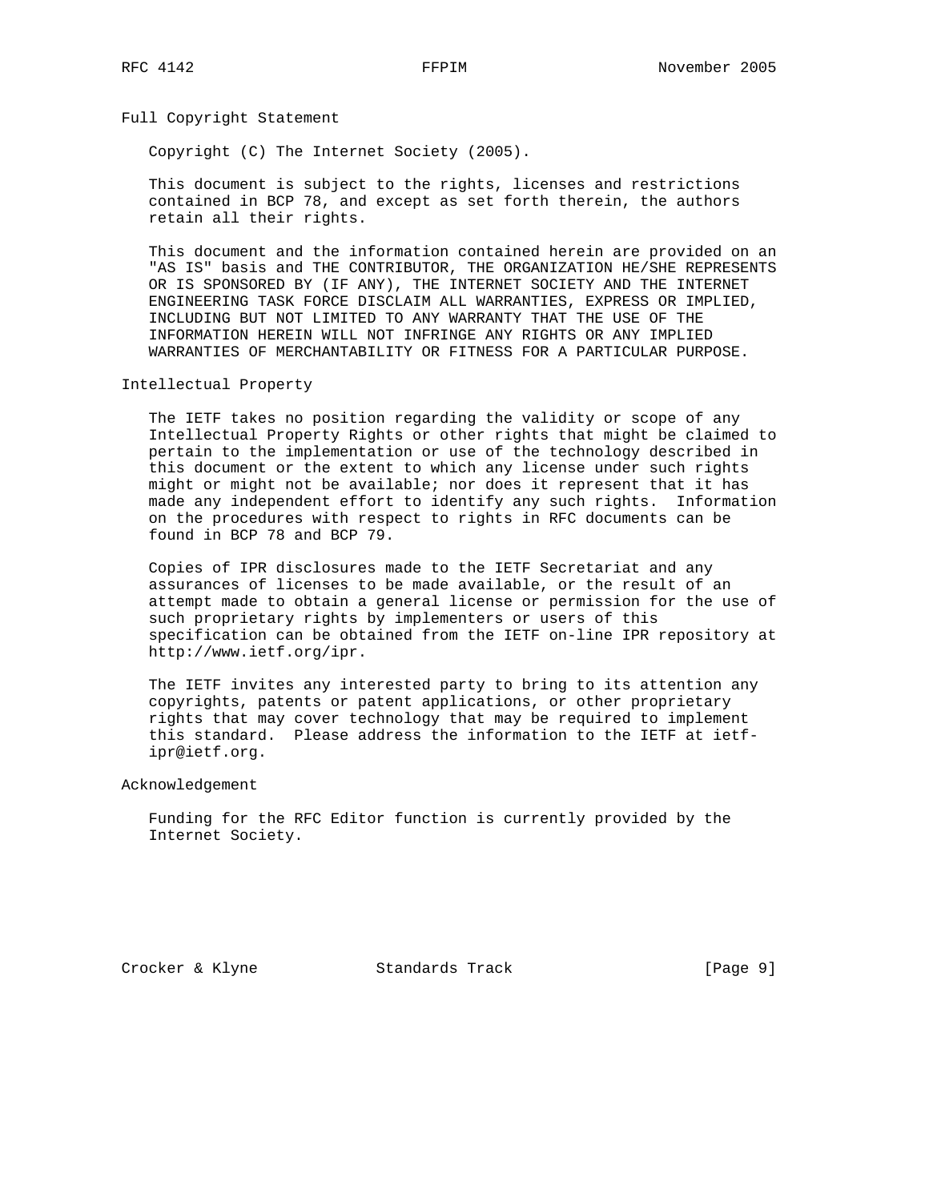## Full Copyright Statement

Copyright (C) The Internet Society (2005).

This document is subject to the rights, licenses and restrictions contained in BCP 78, and except as set forth therein, the authors retain all their rights.

This document and the information contained herein are provided on an "AS IS" basis and THE CONTRIBUTOR, THE ORGANIZATION HE/SHE REPRESENTS OR IS SPONSORED BY (IF ANY), THE INTERNET SOCIETY AND THE INTERNET ENGINEERING TASK FORCE DISCLAIM ALL WARRANTIES, EXPRESS OR IMPLIED, INCLUDING BUT NOT LIMITED TO ANY WARRANTY THAT THE USE OF THE INFORMATION HEREIN WILL NOT INFRINGE ANY RIGHTS OR ANY IMPLIED WARRANTIES OF MERCHANTABILITY OR FITNESS FOR A PARTICULAR PURPOSE.

## Intellectual Property

The IETF takes no position regarding the validity or scope of any Intellectual Property Rights or other rights that might be claimed to pertain to the implementation or use of the technology described in this document or the extent to which any license under such rights might or might not be available; nor does it represent that it has made any independent effort to identify any such rights. Information on the procedures with respect to rights in RFC documents can be found in BCP 78 and BCP 79.

Copies of IPR disclosures made to the IETF Secretariat and any assurances of licenses to be made available, or the result of an attempt made to obtain a general license or permission for the use of such proprietary rights by implementers or users of this specification can be obtained from the IETF on-line IPR repository at http://www.ietf.org/ipr.

The IETF invites any interested party to bring to its attention any copyrights, patents or patent applications, or other proprietary rights that may cover technology that may be required to implement this standard. Please address the information to the IETF at ietf-ipr@ietf.org.

## Acknowledgement

Funding for the RFC Editor function is currently provided by the Internet Society.